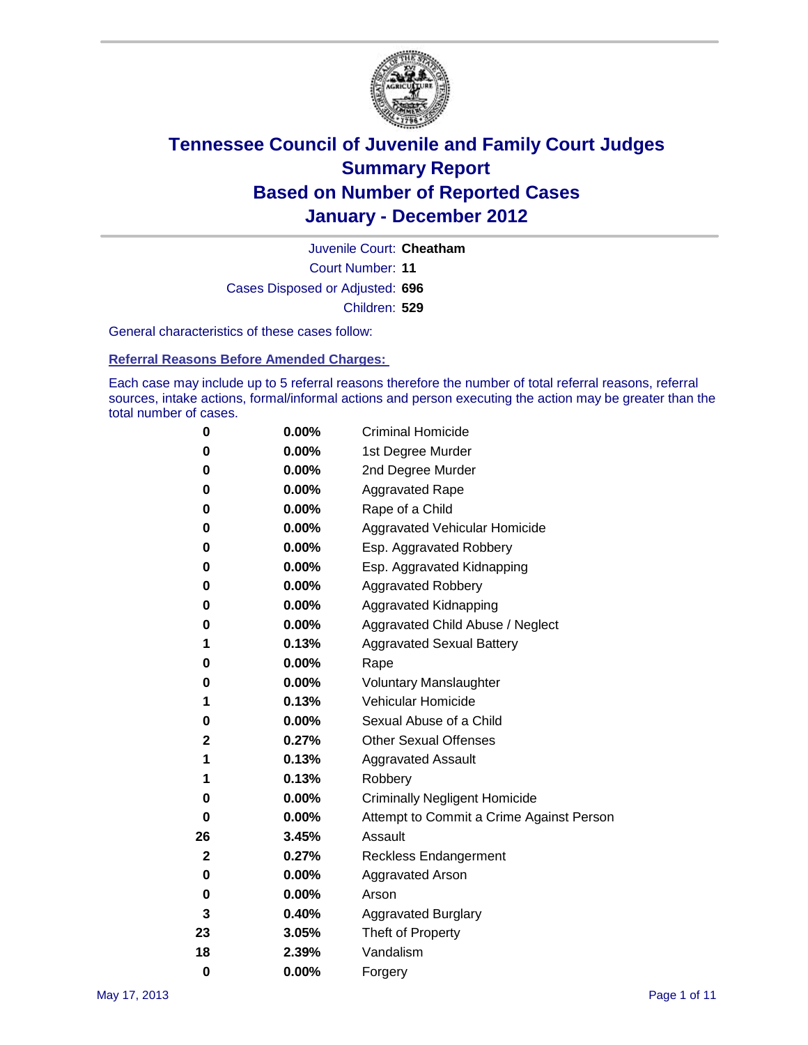# Tennessee Council of Juvenile and Family Court Judges
# Summary Report
# Based on Number of Reported Cases
# January - December 2012

Juvenile Court: **Cheatham**

Court Number: **11**

Cases Disposed or Adjusted: **696**

Children: **529**

General characteristics of these cases follow:

## Referral Reasons Before Amended Charges:

Each case may include up to 5 referral reasons therefore the number of total referral reasons, referral sources, intake actions, formal/informal actions and person executing the action may be greater than the total number of cases.

| Count | Percent | Referral Reason |
|---|---|---|
| 0 | 0.00% | Criminal Homicide |
| 0 | 0.00% | 1st Degree Murder |
| 0 | 0.00% | 2nd Degree Murder |
| 0 | 0.00% | Aggravated Rape |
| 0 | 0.00% | Rape of a Child |
| 0 | 0.00% | Aggravated Vehicular Homicide |
| 0 | 0.00% | Esp. Aggravated Robbery |
| 0 | 0.00% | Esp. Aggravated Kidnapping |
| 0 | 0.00% | Aggravated Robbery |
| 0 | 0.00% | Aggravated Kidnapping |
| 0 | 0.00% | Aggravated Child Abuse / Neglect |
| 1 | 0.13% | Aggravated Sexual Battery |
| 0 | 0.00% | Rape |
| 0 | 0.00% | Voluntary Manslaughter |
| 1 | 0.13% | Vehicular Homicide |
| 0 | 0.00% | Sexual Abuse of a Child |
| 2 | 0.27% | Other Sexual Offenses |
| 1 | 0.13% | Aggravated Assault |
| 1 | 0.13% | Robbery |
| 0 | 0.00% | Criminally Negligent Homicide |
| 0 | 0.00% | Attempt to Commit a Crime Against Person |
| 26 | 3.45% | Assault |
| 2 | 0.27% | Reckless Endangerment |
| 0 | 0.00% | Aggravated Arson |
| 0 | 0.00% | Arson |
| 3 | 0.40% | Aggravated Burglary |
| 23 | 3.05% | Theft of Property |
| 18 | 2.39% | Vandalism |
| 0 | 0.00% | Forgery |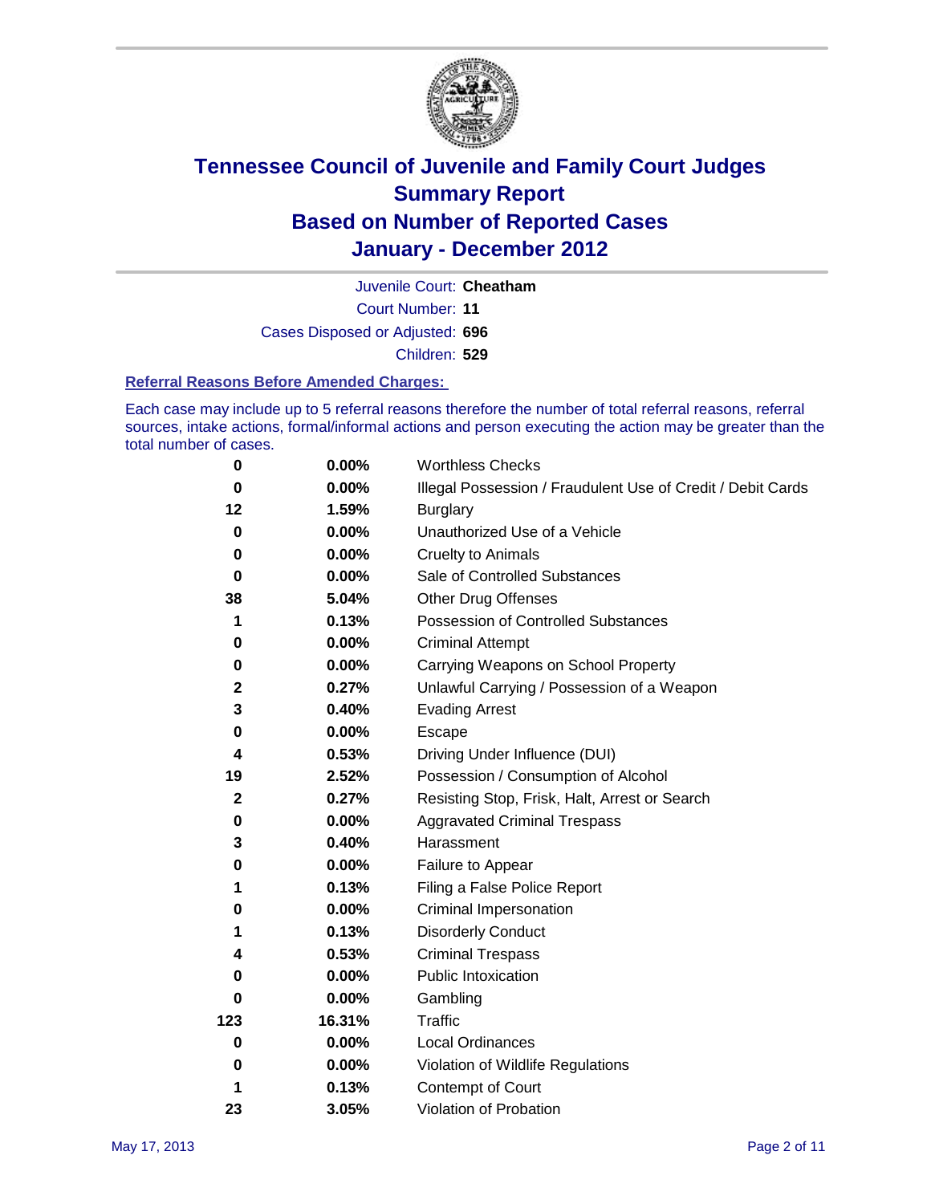# Tennessee Council of Juvenile and Family Court Judges
## Summary Report
## Based on Number of Reported Cases
## January - December 2012

Juvenile Court: **Cheatham**

Court Number: **11**

Cases Disposed or Adjusted: **696**

Children: **529**

### Referral Reasons Before Amended Charges:

Each case may include up to 5 referral reasons therefore the number of total referral reasons, referral sources, intake actions, formal/informal actions and person executing the action may be greater than the total number of cases.

| | | |
|---|---|---|
| **0** | **0.00%** | Worthless Checks |
| **0** | **0.00%** | Illegal Possession / Fraudulent Use of Credit / Debit Cards |
| **12** | **1.59%** | Burglary |
| **0** | **0.00%** | Unauthorized Use of a Vehicle |
| **0** | **0.00%** | Cruelty to Animals |
| **0** | **0.00%** | Sale of Controlled Substances |
| **38** | **5.04%** | Other Drug Offenses |
| **1** | **0.13%** | Possession of Controlled Substances |
| **0** | **0.00%** | Criminal Attempt |
| **0** | **0.00%** | Carrying Weapons on School Property |
| **2** | **0.27%** | Unlawful Carrying / Possession of a Weapon |
| **3** | **0.40%** | Evading Arrest |
| **0** | **0.00%** | Escape |
| **4** | **0.53%** | Driving Under Influence (DUI) |
| **19** | **2.52%** | Possession / Consumption of Alcohol |
| **2** | **0.27%** | Resisting Stop, Frisk, Halt, Arrest or Search |
| **0** | **0.00%** | Aggravated Criminal Trespass |
| **3** | **0.40%** | Harassment |
| **0** | **0.00%** | Failure to Appear |
| **1** | **0.13%** | Filing a False Police Report |
| **0** | **0.00%** | Criminal Impersonation |
| **1** | **0.13%** | Disorderly Conduct |
| **4** | **0.53%** | Criminal Trespass |
| **0** | **0.00%** | Public Intoxication |
| **0** | **0.00%** | Gambling |
| **123** | **16.31%** | Traffic |
| **0** | **0.00%** | Local Ordinances |
| **0** | **0.00%** | Violation of Wildlife Regulations |
| **1** | **0.13%** | Contempt of Court |
| **23** | **3.05%** | Violation of Probation |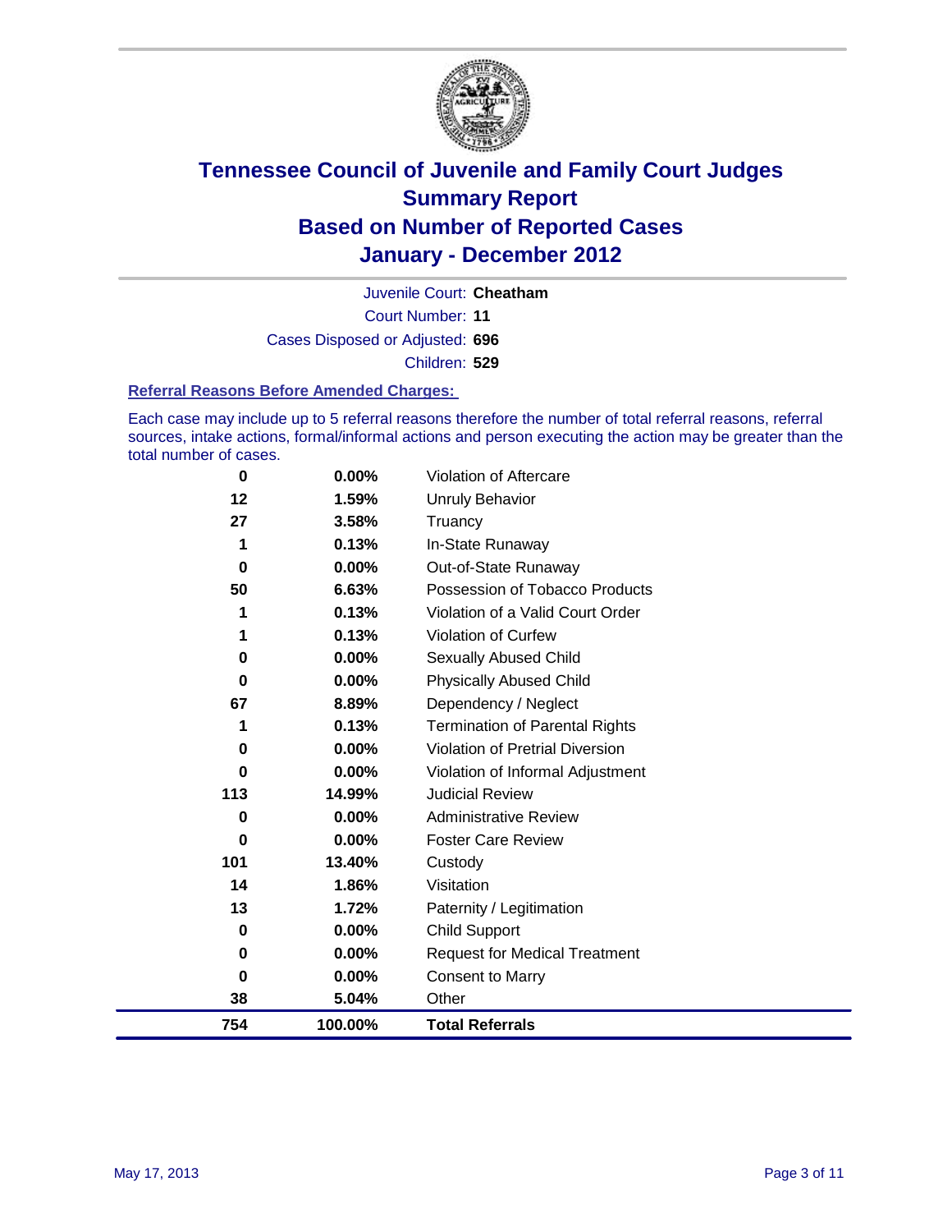# Tennessee Council of Juvenile and Family Court Judges
## Summary Report
## Based on Number of Reported Cases
## January - December 2012

Juvenile Court: **Cheatham**

Court Number: **11**

Cases Disposed or Adjusted: **696**

Children: **529**

### Referral Reasons Before Amended Charges:

Each case may include up to 5 referral reasons therefore the number of total referral reasons, referral sources, intake actions, formal/informal actions and person executing the action may be greater than the total number of cases.

| Count | Percent | Referral Reason |
|---|---|---|
| 0 | 0.00% | Violation of Aftercare |
| 12 | 1.59% | Unruly Behavior |
| 27 | 3.58% | Truancy |
| 1 | 0.13% | In-State Runaway |
| 0 | 0.00% | Out-of-State Runaway |
| 50 | 6.63% | Possession of Tobacco Products |
| 1 | 0.13% | Violation of a Valid Court Order |
| 1 | 0.13% | Violation of Curfew |
| 0 | 0.00% | Sexually Abused Child |
| 0 | 0.00% | Physically Abused Child |
| 67 | 8.89% | Dependency / Neglect |
| 1 | 0.13% | Termination of Parental Rights |
| 0 | 0.00% | Violation of Pretrial Diversion |
| 0 | 0.00% | Violation of Informal Adjustment |
| 113 | 14.99% | Judicial Review |
| 0 | 0.00% | Administrative Review |
| 0 | 0.00% | Foster Care Review |
| 101 | 13.40% | Custody |
| 14 | 1.86% | Visitation |
| 13 | 1.72% | Paternity / Legitimation |
| 0 | 0.00% | Child Support |
| 0 | 0.00% | Request for Medical Treatment |
| 0 | 0.00% | Consent to Marry |
| 38 | 5.04% | Other |
| **754** | **100.00%** | **Total Referrals** |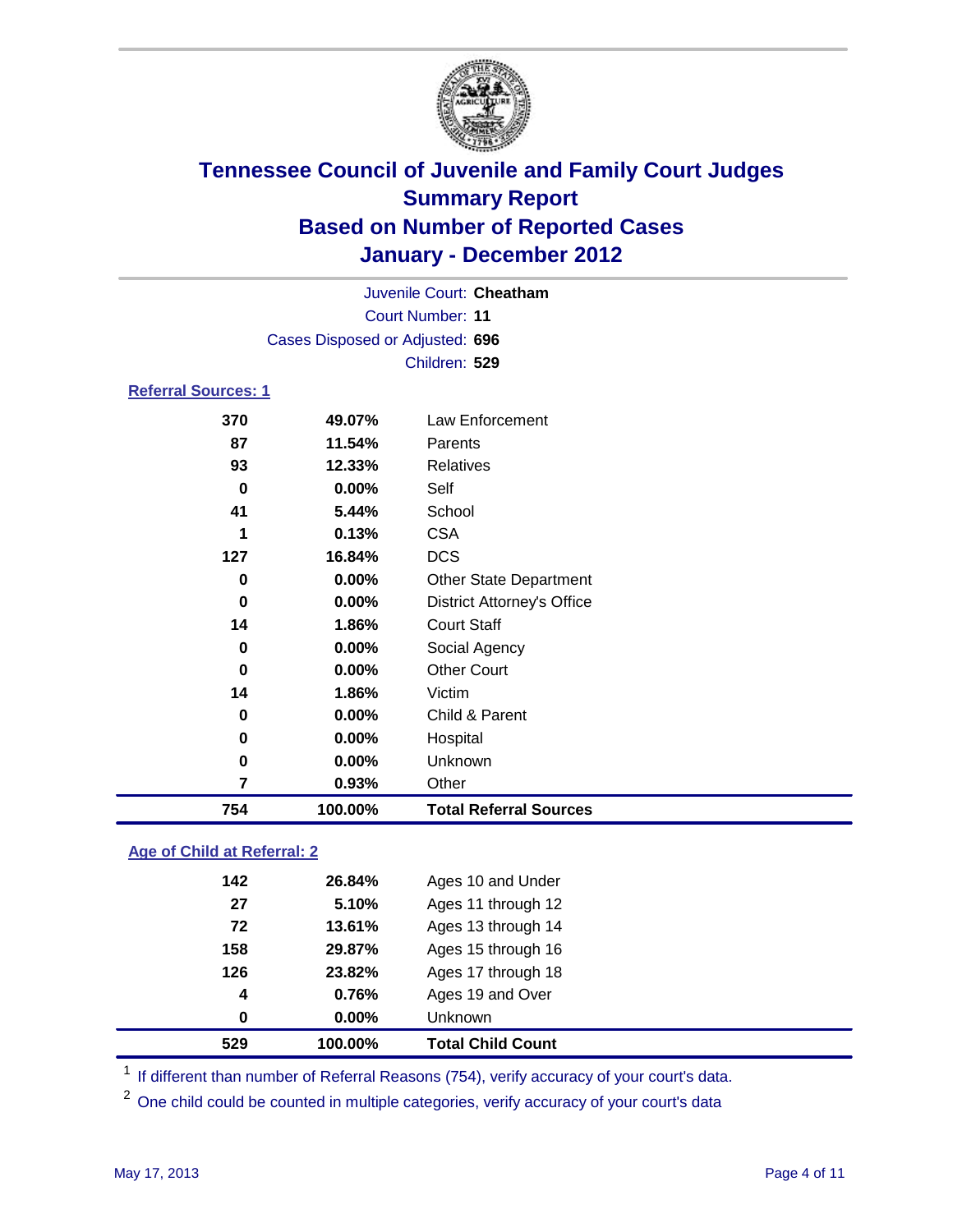# Tennessee Council of Juvenile and Family Court Judges
## Summary Report
## Based on Number of Reported Cases
## January - December 2012

Juvenile Court: **Cheatham**

Court Number: **11**

Cases Disposed or Adjusted: **696**

Children: **529**

### Referral Sources: 1

| | | |
|---|---|---|
| 370 | 49.07% | Law Enforcement |
| 87 | 11.54% | Parents |
| 93 | 12.33% | Relatives |
| 0 | 0.00% | Self |
| 41 | 5.44% | School |
| 1 | 0.13% | CSA |
| 127 | 16.84% | DCS |
| 0 | 0.00% | Other State Department |
| 0 | 0.00% | District Attorney's Office |
| 14 | 1.86% | Court Staff |
| 0 | 0.00% | Social Agency |
| 0 | 0.00% | Other Court |
| 14 | 1.86% | Victim |
| 0 | 0.00% | Child & Parent |
| 0 | 0.00% | Hospital |
| 0 | 0.00% | Unknown |
| 7 | 0.93% | Other |
| **754** | **100.00%** | **Total Referral Sources** |

### Age of Child at Referral: 2

| | | |
|---|---|---|
| 142 | 26.84% | Ages 10 and Under |
| 27 | 5.10% | Ages 11 through 12 |
| 72 | 13.61% | Ages 13 through 14 |
| 158 | 29.87% | Ages 15 through 16 |
| 126 | 23.82% | Ages 17 through 18 |
| 4 | 0.76% | Ages 19 and Over |
| 0 | 0.00% | Unknown |
| **529** | **100.00%** | **Total Child Count** |

[1] If different than number of Referral Reasons (754), verify accuracy of your court's data.

[2] One child could be counted in multiple categories, verify accuracy of your court's data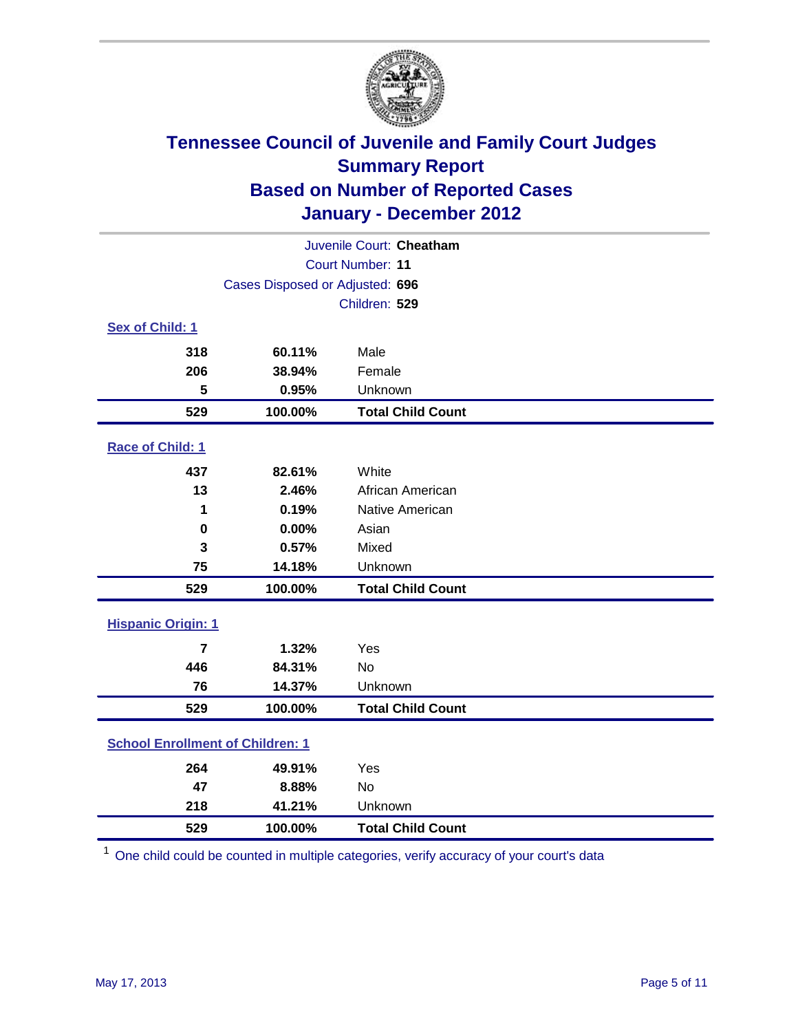# Tennessee Council of Juvenile and Family Court Judges
## Summary Report
## Based on Number of Reported Cases
## January - December 2012

Juvenile Court: **Cheatham**

Court Number: **11**

Cases Disposed or Adjusted: **696**

Children: **529**

### Sex of Child: 1

| | | |
|---|---|---|
| 318 | 60.11% | Male |
| 206 | 38.94% | Female |
| 5 | 0.95% | Unknown |
| **529** | **100.00%** | **Total Child Count** |

### Race of Child: 1

| | | |
|---|---|---|
| 437 | 82.61% | White |
| 13 | 2.46% | African American |
| 1 | 0.19% | Native American |
| 0 | 0.00% | Asian |
| 3 | 0.57% | Mixed |
| 75 | 14.18% | Unknown |
| **529** | **100.00%** | **Total Child Count** |

### Hispanic Origin: 1

| | | |
|---|---|---|
| 7 | 1.32% | Yes |
| 446 | 84.31% | No |
| 76 | 14.37% | Unknown |
| **529** | **100.00%** | **Total Child Count** |

### School Enrollment of Children: 1

| | | |
|---|---|---|
| 264 | 49.91% | Yes |
| 47 | 8.88% | No |
| 218 | 41.21% | Unknown |
| **529** | **100.00%** | **Total Child Count** |

[1] One child could be counted in multiple categories, verify accuracy of your court's data

May 17, 2013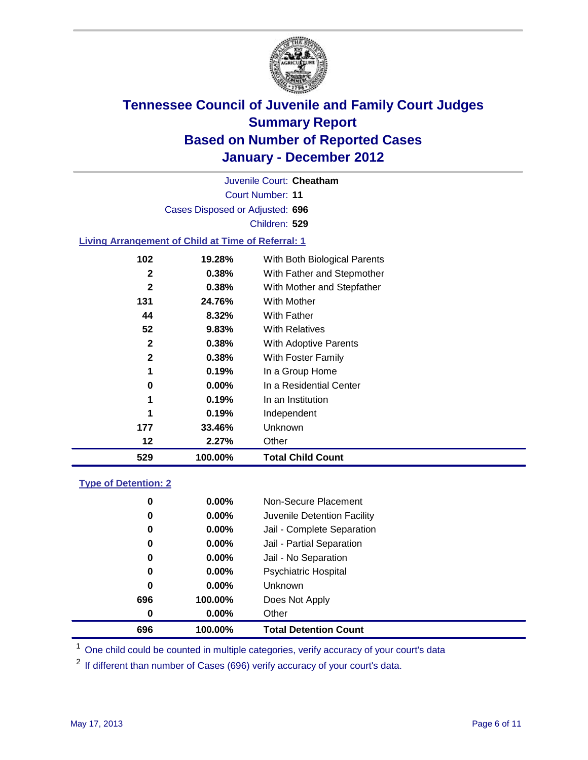# Tennessee Council of Juvenile and Family Court Judges
## Summary Report
## Based on Number of Reported Cases
## January - December 2012

Juvenile Court: **Cheatham**
Court Number: **11**
Cases Disposed or Adjusted: **696**
Children: **529**

### Living Arrangement of Child at Time of Referral: 1

| Count | Percent | Category |
|---|---|---|
| 102 | 19.28% | With Both Biological Parents |
| 2 | 0.38% | With Father and Stepmother |
| 2 | 0.38% | With Mother and Stepfather |
| 131 | 24.76% | With Mother |
| 44 | 8.32% | With Father |
| 52 | 9.83% | With Relatives |
| 2 | 0.38% | With Adoptive Parents |
| 2 | 0.38% | With Foster Family |
| 1 | 0.19% | In a Group Home |
| 0 | 0.00% | In a Residential Center |
| 1 | 0.19% | In an Institution |
| 1 | 0.19% | Independent |
| 177 | 33.46% | Unknown |
| 12 | 2.27% | Other |
| **529** | **100.00%** | **Total Child Count** |

### Type of Detention: 2

| Count | Percent | Category |
|---|---|---|
| 0 | 0.00% | Non-Secure Placement |
| 0 | 0.00% | Juvenile Detention Facility |
| 0 | 0.00% | Jail - Complete Separation |
| 0 | 0.00% | Jail - Partial Separation |
| 0 | 0.00% | Jail - No Separation |
| 0 | 0.00% | Psychiatric Hospital |
| 0 | 0.00% | Unknown |
| 696 | 100.00% | Does Not Apply |
| 0 | 0.00% | Other |
| **696** | **100.00%** | **Total Detention Count** |

[1] One child could be counted in multiple categories, verify accuracy of your court's data

[2] If different than number of Cases (696) verify accuracy of your court's data.

May 17, 2013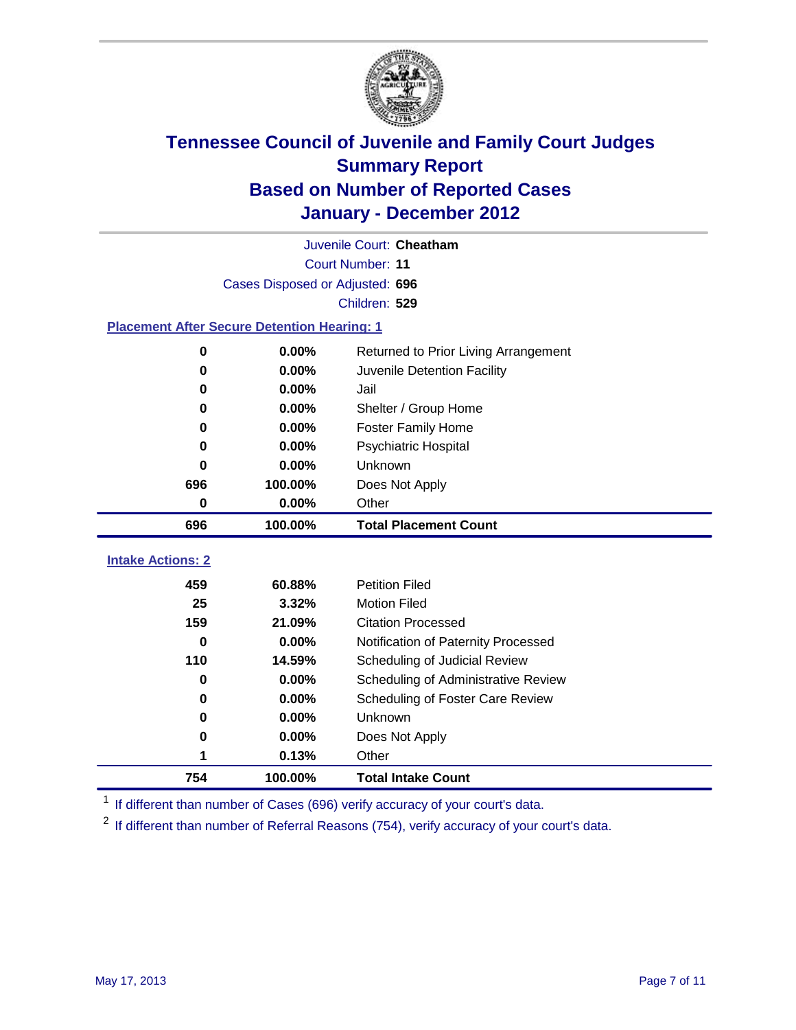# Tennessee Council of Juvenile and Family Court Judges
## Summary Report
## Based on Number of Reported Cases
## January - December 2012

Juvenile Court: **Cheatham**

Court Number: **11**

Cases Disposed or Adjusted: **696**

Children: **529**

### Placement After Secure Detention Hearing: 1

| | | |
|---|---|---|
| 0 | 0.00% | Returned to Prior Living Arrangement |
| 0 | 0.00% | Juvenile Detention Facility |
| 0 | 0.00% | Jail |
| 0 | 0.00% | Shelter / Group Home |
| 0 | 0.00% | Foster Family Home |
| 0 | 0.00% | Psychiatric Hospital |
| 0 | 0.00% | Unknown |
| 696 | 100.00% | Does Not Apply |
| 0 | 0.00% | Other |
| **696** | **100.00%** | **Total Placement Count** |

### Intake Actions: 2

| | | |
|---|---|---|
| 459 | 60.88% | Petition Filed |
| 25 | 3.32% | Motion Filed |
| 159 | 21.09% | Citation Processed |
| 0 | 0.00% | Notification of Paternity Processed |
| 110 | 14.59% | Scheduling of Judicial Review |
| 0 | 0.00% | Scheduling of Administrative Review |
| 0 | 0.00% | Scheduling of Foster Care Review |
| 0 | 0.00% | Unknown |
| 0 | 0.00% | Does Not Apply |
| 1 | 0.13% | Other |
| **754** | **100.00%** | **Total Intake Count** |

[1] If different than number of Cases (696) verify accuracy of your court's data.

[2] If different than number of Referral Reasons (754), verify accuracy of your court's data.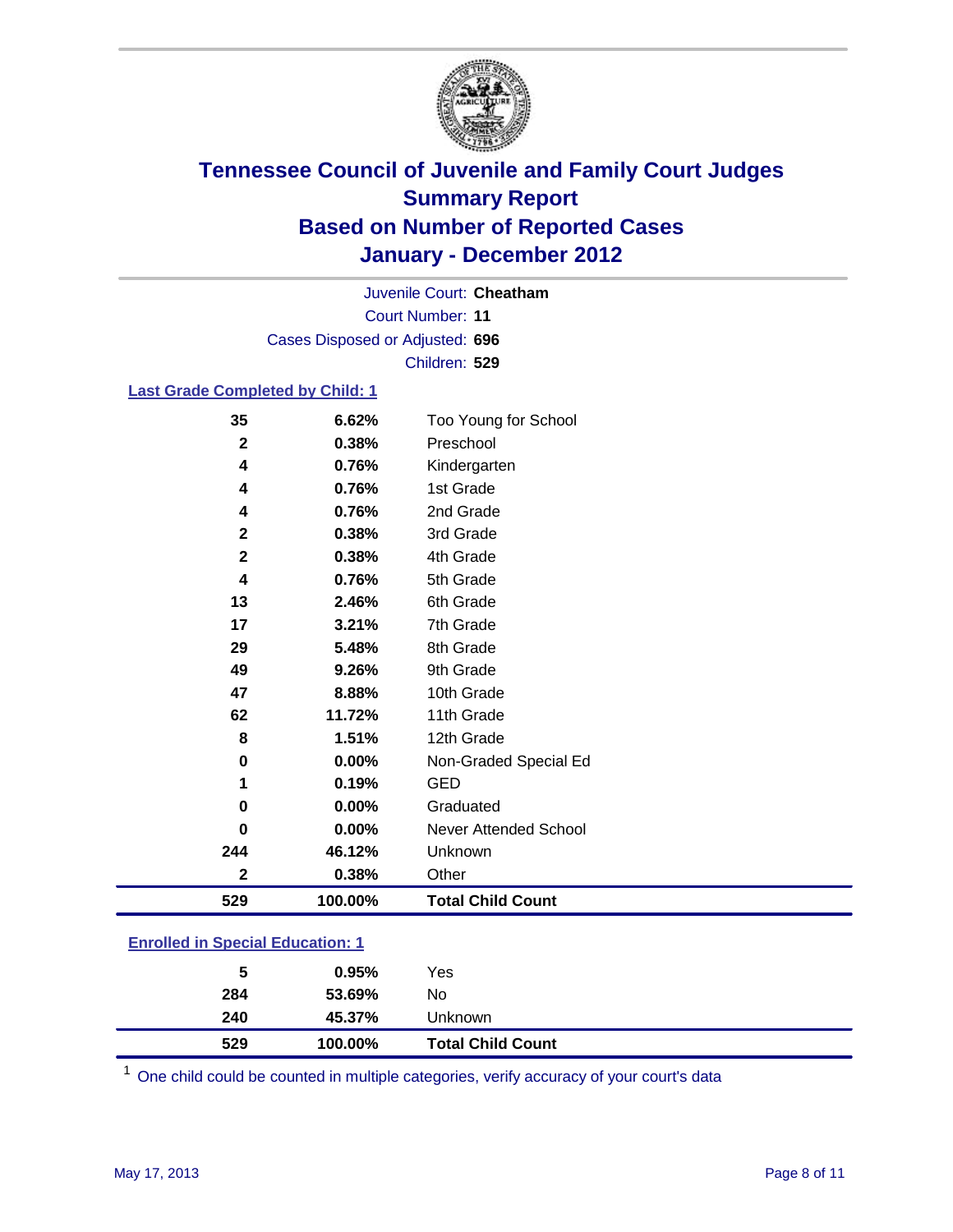# Tennessee Council of Juvenile and Family Court Judges
## Summary Report
## Based on Number of Reported Cases
## January - December 2012

Juvenile Court: **Cheatham**
Court Number: **11**
Cases Disposed or Adjusted: **696**
Children: **529**

### Last Grade Completed by Child: 1

| Count | Percent | Category |
|---|---|---|
| 35 | 6.62% | Too Young for School |
| 2 | 0.38% | Preschool |
| 4 | 0.76% | Kindergarten |
| 4 | 0.76% | 1st Grade |
| 4 | 0.76% | 2nd Grade |
| 2 | 0.38% | 3rd Grade |
| 2 | 0.38% | 4th Grade |
| 4 | 0.76% | 5th Grade |
| 13 | 2.46% | 6th Grade |
| 17 | 3.21% | 7th Grade |
| 29 | 5.48% | 8th Grade |
| 49 | 9.26% | 9th Grade |
| 47 | 8.88% | 10th Grade |
| 62 | 11.72% | 11th Grade |
| 8 | 1.51% | 12th Grade |
| 0 | 0.00% | Non-Graded Special Ed |
| 1 | 0.19% | GED |
| 0 | 0.00% | Graduated |
| 0 | 0.00% | Never Attended School |
| 244 | 46.12% | Unknown |
| 2 | 0.38% | Other |
| **529** | **100.00%** | **Total Child Count** |

### Enrolled in Special Education: 1

| Count | Percent | Category |
|---|---|---|
| 5 | 0.95% | Yes |
| 284 | 53.69% | No |
| 240 | 45.37% | Unknown |
| **529** | **100.00%** | **Total Child Count** |

[1] One child could be counted in multiple categories, verify accuracy of your court's data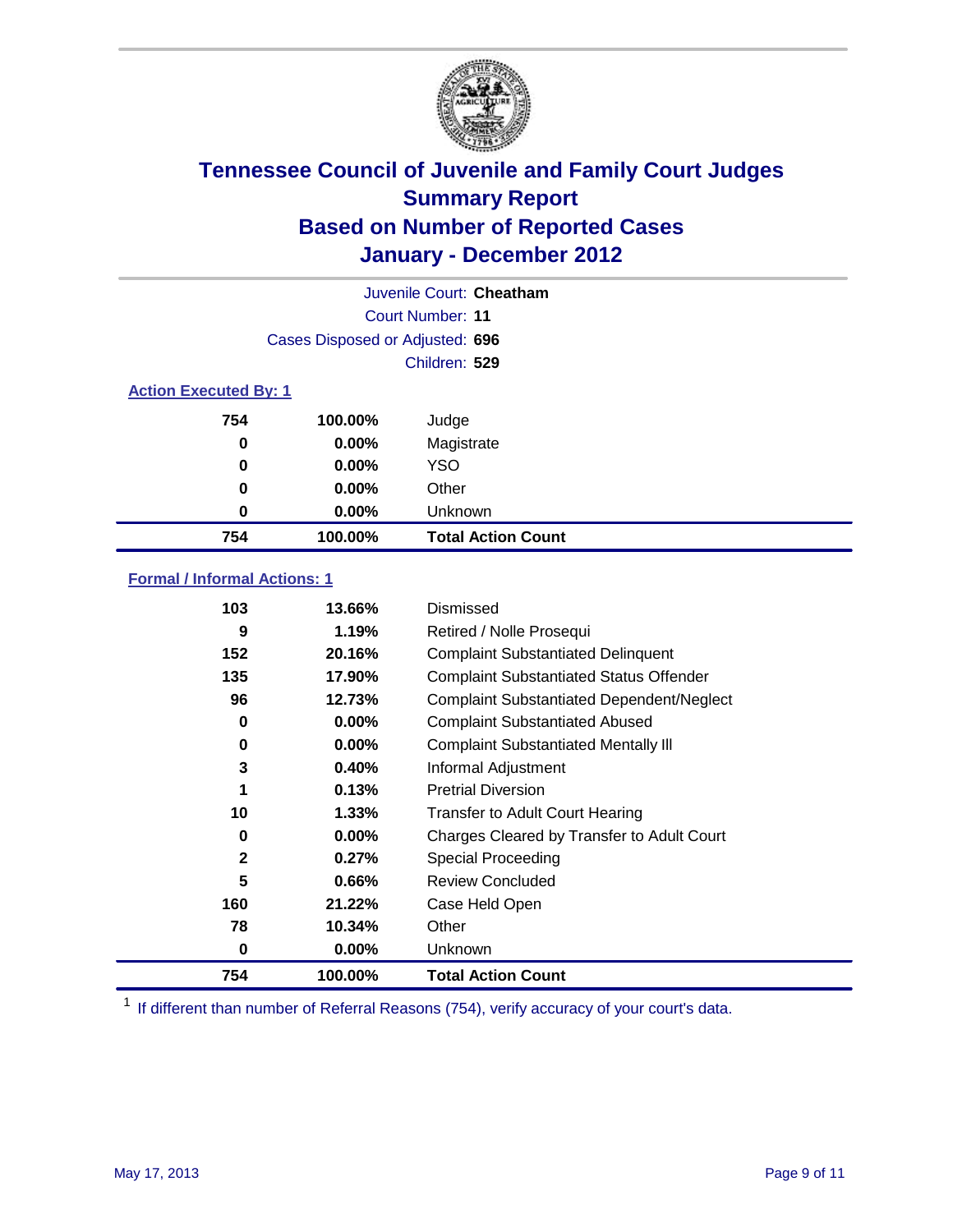# Tennessee Council of Juvenile and Family Court Judges
## Summary Report
## Based on Number of Reported Cases
## January - December 2012

Juvenile Court: **Cheatham**
Court Number: **11**
Cases Disposed or Adjusted: **696**
Children: **529**

### Action Executed By: 1

| | | |
|---|---|---|
| 754 | 100.00% | Judge |
| 0 | 0.00% | Magistrate |
| 0 | 0.00% | YSO |
| 0 | 0.00% | Other |
| 0 | 0.00% | Unknown |
| **754** | **100.00%** | **Total Action Count** |

### Formal / Informal Actions: 1

| | | |
|---|---|---|
| 103 | 13.66% | Dismissed |
| 9 | 1.19% | Retired / Nolle Prosequi |
| 152 | 20.16% | Complaint Substantiated Delinquent |
| 135 | 17.90% | Complaint Substantiated Status Offender |
| 96 | 12.73% | Complaint Substantiated Dependent/Neglect |
| 0 | 0.00% | Complaint Substantiated Abused |
| 0 | 0.00% | Complaint Substantiated Mentally Ill |
| 3 | 0.40% | Informal Adjustment |
| 1 | 0.13% | Pretrial Diversion |
| 10 | 1.33% | Transfer to Adult Court Hearing |
| 0 | 0.00% | Charges Cleared by Transfer to Adult Court |
| 2 | 0.27% | Special Proceeding |
| 5 | 0.66% | Review Concluded |
| 160 | 21.22% | Case Held Open |
| 78 | 10.34% | Other |
| 0 | 0.00% | Unknown |
| **754** | **100.00%** | **Total Action Count** |

[1] If different than number of Referral Reasons (754), verify accuracy of your court's data.

May 17, 2013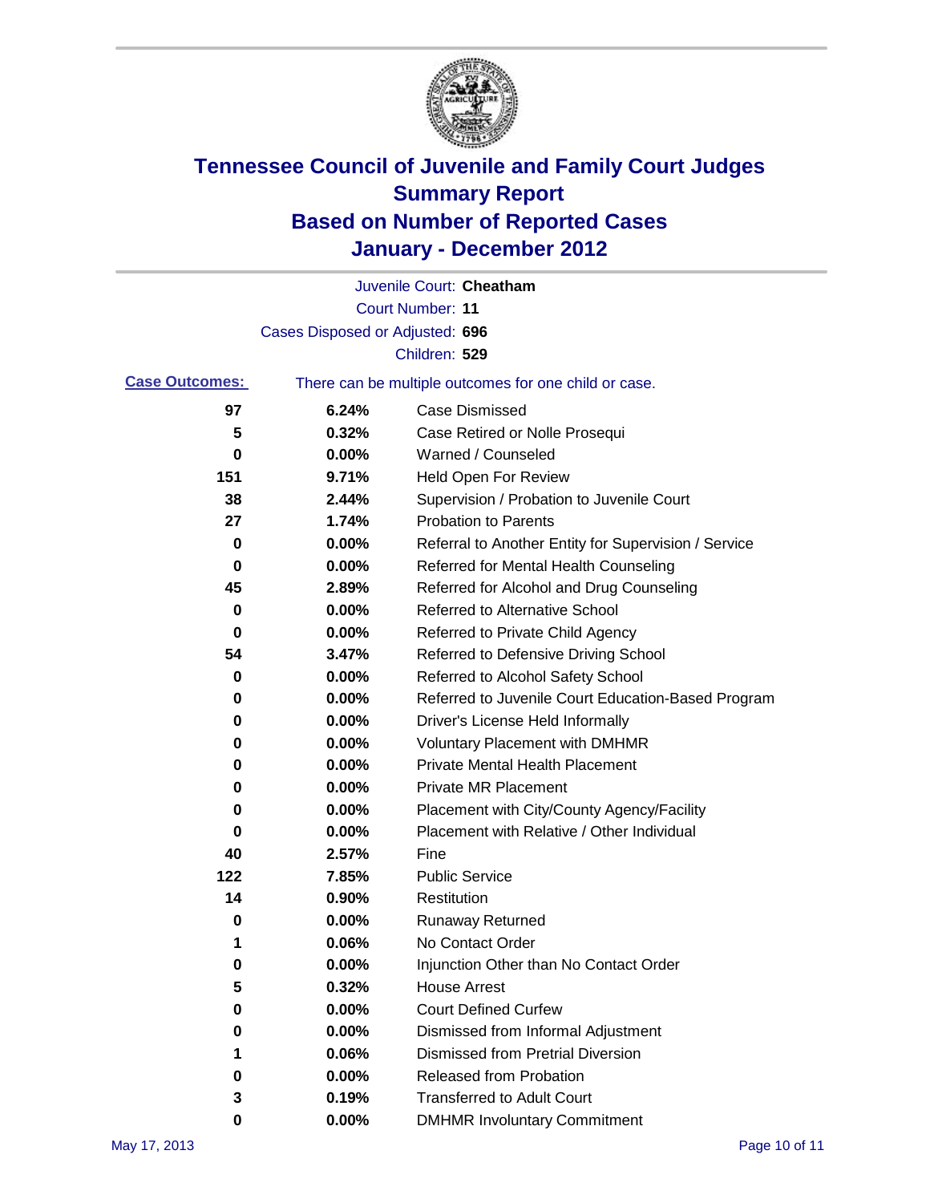# Tennessee Council of Juvenile and Family Court Judges
## Summary Report
## Based on Number of Reported Cases
## January - December 2012

Juvenile Court: **Cheatham**

Court Number: **11**

Cases Disposed or Adjusted: **696**

Children: **529**

**Case Outcomes:** There can be multiple outcomes for one child or case.

| Count | Percent | Outcome |
|---|---|---|
| 97 | 6.24% | Case Dismissed |
| 5 | 0.32% | Case Retired or Nolle Prosequi |
| 0 | 0.00% | Warned / Counseled |
| 151 | 9.71% | Held Open For Review |
| 38 | 2.44% | Supervision / Probation to Juvenile Court |
| 27 | 1.74% | Probation to Parents |
| 0 | 0.00% | Referral to Another Entity for Supervision / Service |
| 0 | 0.00% | Referred for Mental Health Counseling |
| 45 | 2.89% | Referred for Alcohol and Drug Counseling |
| 0 | 0.00% | Referred to Alternative School |
| 0 | 0.00% | Referred to Private Child Agency |
| 54 | 3.47% | Referred to Defensive Driving School |
| 0 | 0.00% | Referred to Alcohol Safety School |
| 0 | 0.00% | Referred to Juvenile Court Education-Based Program |
| 0 | 0.00% | Driver's License Held Informally |
| 0 | 0.00% | Voluntary Placement with DMHMR |
| 0 | 0.00% | Private Mental Health Placement |
| 0 | 0.00% | Private MR Placement |
| 0 | 0.00% | Placement with City/County Agency/Facility |
| 0 | 0.00% | Placement with Relative / Other Individual |
| 40 | 2.57% | Fine |
| 122 | 7.85% | Public Service |
| 14 | 0.90% | Restitution |
| 0 | 0.00% | Runaway Returned |
| 1 | 0.06% | No Contact Order |
| 0 | 0.00% | Injunction Other than No Contact Order |
| 5 | 0.32% | House Arrest |
| 0 | 0.00% | Court Defined Curfew |
| 0 | 0.00% | Dismissed from Informal Adjustment |
| 1 | 0.06% | Dismissed from Pretrial Diversion |
| 0 | 0.00% | Released from Probation |
| 3 | 0.19% | Transferred to Adult Court |
| 0 | 0.00% | DMHMR Involuntary Commitment |

May 17, 2013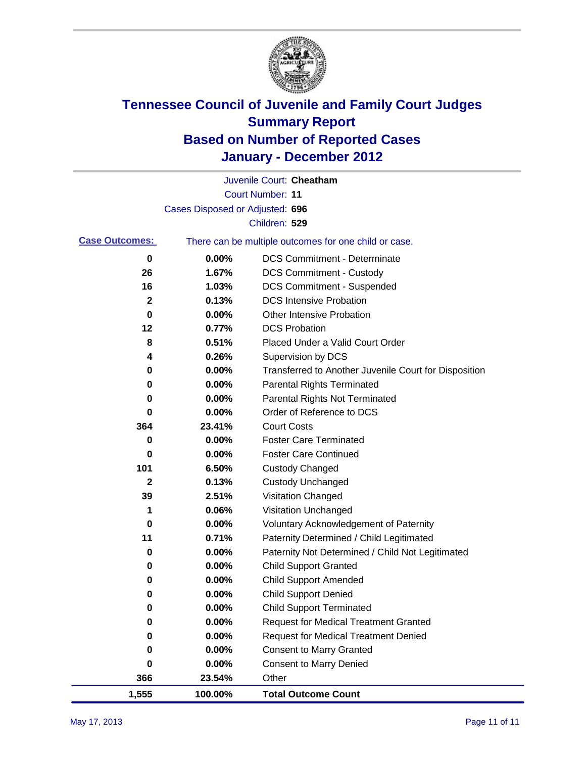# Tennessee Council of Juvenile and Family Court Judges
## Summary Report
## Based on Number of Reported Cases
## January - December 2012

Juvenile Court: **Cheatham**

Court Number: **11**

Cases Disposed or Adjusted: **696**

Children: **529**

**Case Outcomes:** There can be multiple outcomes for one child or case.

| | | |
|---|---|---|
| 0 | 0.00% | DCS Commitment - Determinate |
| 26 | 1.67% | DCS Commitment - Custody |
| 16 | 1.03% | DCS Commitment - Suspended |
| 2 | 0.13% | DCS Intensive Probation |
| 0 | 0.00% | Other Intensive Probation |
| 12 | 0.77% | DCS Probation |
| 8 | 0.51% | Placed Under a Valid Court Order |
| 4 | 0.26% | Supervision by DCS |
| 0 | 0.00% | Transferred to Another Juvenile Court for Disposition |
| 0 | 0.00% | Parental Rights Terminated |
| 0 | 0.00% | Parental Rights Not Terminated |
| 0 | 0.00% | Order of Reference to DCS |
| 364 | 23.41% | Court Costs |
| 0 | 0.00% | Foster Care Terminated |
| 0 | 0.00% | Foster Care Continued |
| 101 | 6.50% | Custody Changed |
| 2 | 0.13% | Custody Unchanged |
| 39 | 2.51% | Visitation Changed |
| 1 | 0.06% | Visitation Unchanged |
| 0 | 0.00% | Voluntary Acknowledgement of Paternity |
| 11 | 0.71% | Paternity Determined / Child Legitimated |
| 0 | 0.00% | Paternity Not Determined / Child Not Legitimated |
| 0 | 0.00% | Child Support Granted |
| 0 | 0.00% | Child Support Amended |
| 0 | 0.00% | Child Support Denied |
| 0 | 0.00% | Child Support Terminated |
| 0 | 0.00% | Request for Medical Treatment Granted |
| 0 | 0.00% | Request for Medical Treatment Denied |
| 0 | 0.00% | Consent to Marry Granted |
| 0 | 0.00% | Consent to Marry Denied |
| 366 | 23.54% | Other |
| **1,555** | **100.00%** | **Total Outcome Count** |